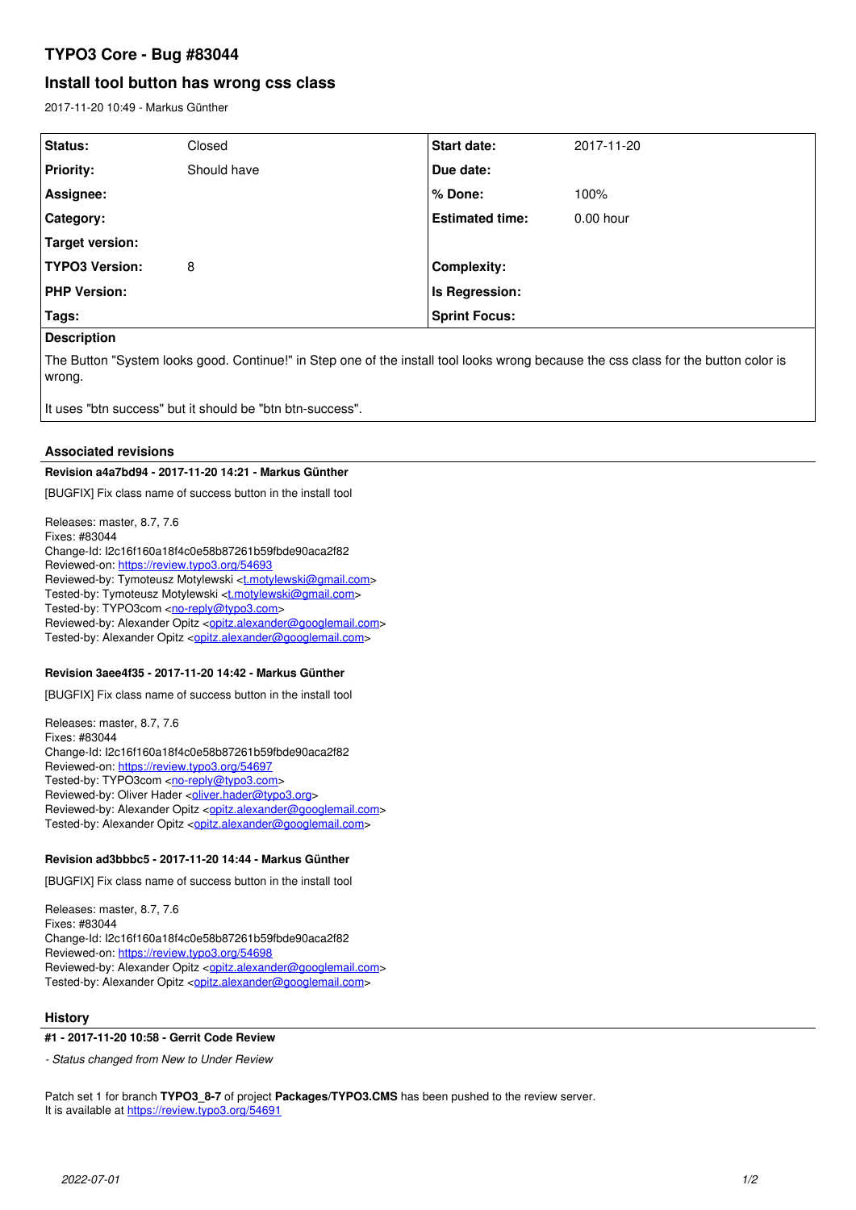# TYPO3 Core - Bug #83044

## Install tool button has wrong css class

2017-11-20 10:49 - Markus Günther

| | | | |
|---|---|---|---|
| **Status:** | Closed | **Start date:** | 2017-11-20 |
| **Priority:** | Should have | **Due date:** | |
| **Assignee:** | | **% Done:** | 100% |
| **Category:** | | **Estimated time:** | 0.00 hour |
| **Target version:** | | | |
| **TYPO3 Version:** | 8 | **Complexity:** | |
| **PHP Version:** | | **Is Regression:** | |
| **Tags:** | | **Sprint Focus:** | |

**Description**

The Button "System looks good. Continue!" in Step one of the install tool looks wrong because the css class for the button color is wrong.

It uses "btn success" but it should be "btn btn-success".

### Associated revisions

**Revision a4a7bd94 - 2017-11-20 14:21 - Markus Günther**

[BUGFIX] Fix class name of success button in the install tool

Releases: master, 8.7, 7.6
Fixes: #83044
Change-Id: I2c16f160a18f4c0e58b87261b59fbde90aca2f82
Reviewed-on: https://review.typo3.org/54693
Reviewed-by: Tymoteusz Motylewski <t.motylewski@gmail.com>
Tested-by: Tymoteusz Motylewski <t.motylewski@gmail.com>
Tested-by: TYPO3com <no-reply@typo3.com>
Reviewed-by: Alexander Opitz <opitz.alexander@googlemail.com>
Tested-by: Alexander Opitz <opitz.alexander@googlemail.com>

**Revision 3aee4f35 - 2017-11-20 14:42 - Markus Günther**

[BUGFIX] Fix class name of success button in the install tool

Releases: master, 8.7, 7.6
Fixes: #83044
Change-Id: I2c16f160a18f4c0e58b87261b59fbde90aca2f82
Reviewed-on: https://review.typo3.org/54697
Tested-by: TYPO3com <no-reply@typo3.com>
Reviewed-by: Oliver Hader <oliver.hader@typo3.org>
Reviewed-by: Alexander Opitz <opitz.alexander@googlemail.com>
Tested-by: Alexander Opitz <opitz.alexander@googlemail.com>

**Revision ad3bbbc5 - 2017-11-20 14:44 - Markus Günther**

[BUGFIX] Fix class name of success button in the install tool

Releases: master, 8.7, 7.6
Fixes: #83044
Change-Id: I2c16f160a18f4c0e58b87261b59fbde90aca2f82
Reviewed-on: https://review.typo3.org/54698
Reviewed-by: Alexander Opitz <opitz.alexander@googlemail.com>
Tested-by: Alexander Opitz <opitz.alexander@googlemail.com>

### History

**#1 - 2017-11-20 10:58 - Gerrit Code Review**

*- Status changed from New to Under Review*

Patch set 1 for branch **TYPO3_8-7** of project **Packages/TYPO3.CMS** has been pushed to the review server.
It is available at https://review.typo3.org/54691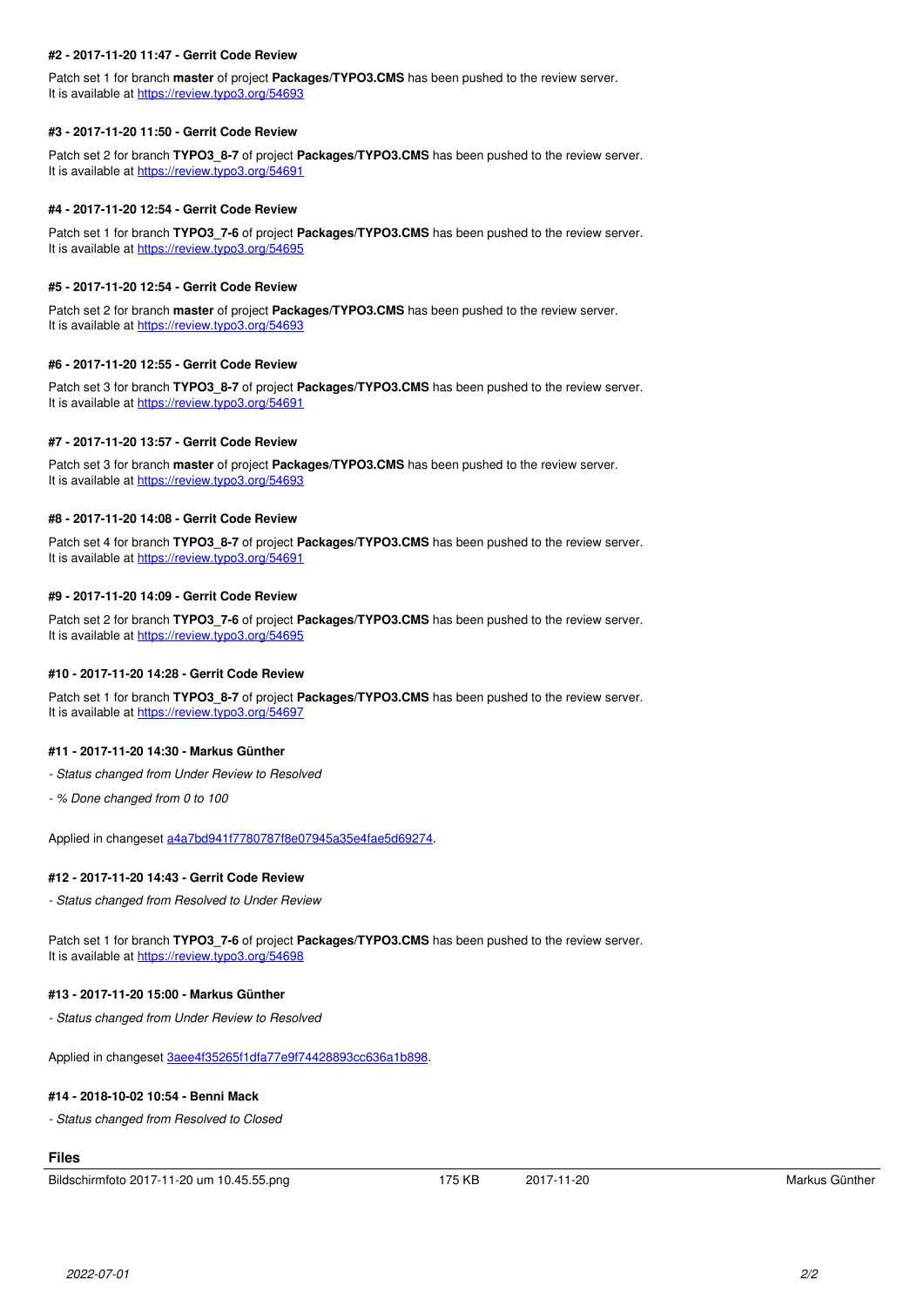#### #2 - 2017-11-20 11:47 - Gerrit Code Review

Patch set 1 for branch **master** of project **Packages/TYPO3.CMS** has been pushed to the review server.
It is available at https://review.typo3.org/54693

#### #3 - 2017-11-20 11:50 - Gerrit Code Review

Patch set 2 for branch **TYPO3_8-7** of project **Packages/TYPO3.CMS** has been pushed to the review server.
It is available at https://review.typo3.org/54691

#### #4 - 2017-11-20 12:54 - Gerrit Code Review

Patch set 1 for branch **TYPO3_7-6** of project **Packages/TYPO3.CMS** has been pushed to the review server.
It is available at https://review.typo3.org/54695

#### #5 - 2017-11-20 12:54 - Gerrit Code Review

Patch set 2 for branch **master** of project **Packages/TYPO3.CMS** has been pushed to the review server.
It is available at https://review.typo3.org/54693

#### #6 - 2017-11-20 12:55 - Gerrit Code Review

Patch set 3 for branch **TYPO3_8-7** of project **Packages/TYPO3.CMS** has been pushed to the review server.
It is available at https://review.typo3.org/54691

#### #7 - 2017-11-20 13:57 - Gerrit Code Review

Patch set 3 for branch **master** of project **Packages/TYPO3.CMS** has been pushed to the review server.
It is available at https://review.typo3.org/54693

#### #8 - 2017-11-20 14:08 - Gerrit Code Review

Patch set 4 for branch **TYPO3_8-7** of project **Packages/TYPO3.CMS** has been pushed to the review server.
It is available at https://review.typo3.org/54691

#### #9 - 2017-11-20 14:09 - Gerrit Code Review

Patch set 2 for branch **TYPO3_7-6** of project **Packages/TYPO3.CMS** has been pushed to the review server.
It is available at https://review.typo3.org/54695

#### #10 - 2017-11-20 14:28 - Gerrit Code Review

Patch set 1 for branch **TYPO3_8-7** of project **Packages/TYPO3.CMS** has been pushed to the review server.
It is available at https://review.typo3.org/54697

#### #11 - 2017-11-20 14:30 - Markus Günther

*- Status changed from Under Review to Resolved*

*- % Done changed from 0 to 100*

Applied in changeset a4a7bd941f7780787f8e07945a35e4fae5d69274.

#### #12 - 2017-11-20 14:43 - Gerrit Code Review

*- Status changed from Resolved to Under Review*

Patch set 1 for branch **TYPO3_7-6** of project **Packages/TYPO3.CMS** has been pushed to the review server.
It is available at https://review.typo3.org/54698

#### #13 - 2017-11-20 15:00 - Markus Günther

*- Status changed from Under Review to Resolved*

Applied in changeset 3aee4f35265f1dfa77e9f74428893cc636a1b898.

#### #14 - 2018-10-02 10:54 - Benni Mack

*- Status changed from Resolved to Closed*

### Files

| | | | |
|---|---|---|---|
| Bildschirmfoto 2017-11-20 um 10.45.55.png | 175 KB | 2017-11-20 | Markus Günther |